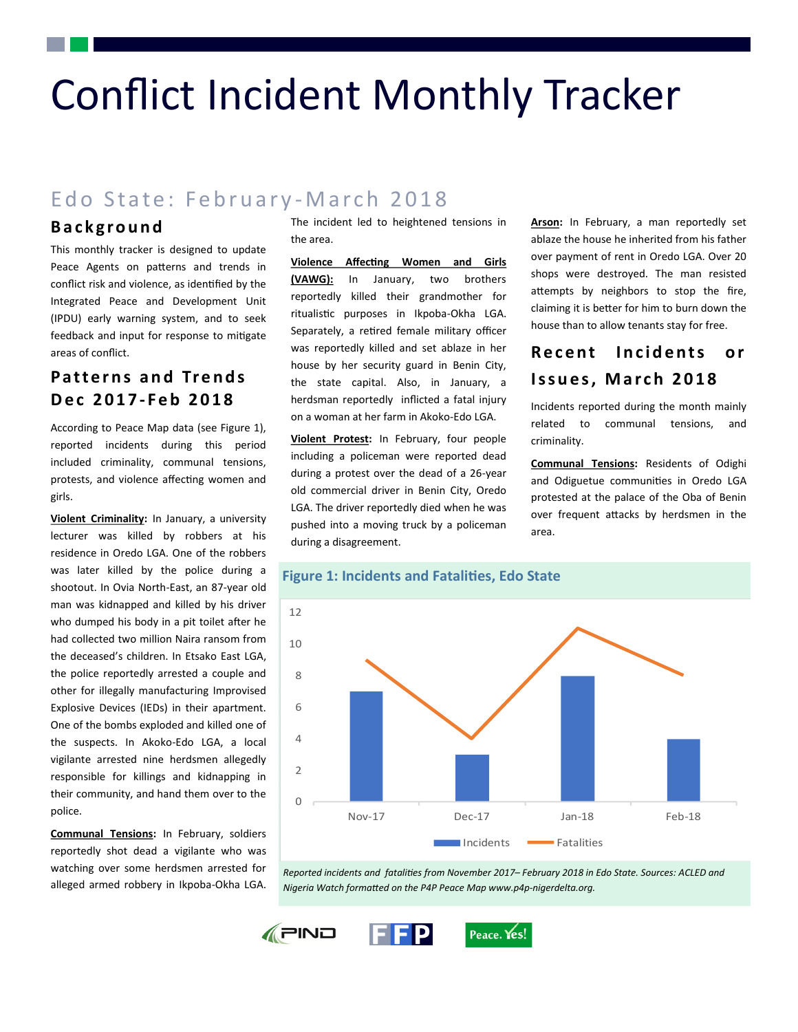# Conflict Incident Monthly Tracker

## Edo State: February-March 2018

### Background

This monthly tracker is designed to update Peace Agents on patterns and trends in conflict risk and violence, as identified by the Integrated Peace and Development Unit (IPDU) early warning system, and to seek feedback and input for response to mitigate areas of conflict.

### Patterns and Trends Dec 2017-Feb 2018

According to Peace Map data (see Figure 1), reported incidents during this period included criminality, communal tensions, protests, and violence affecting women and girls.

**Violent Criminality:** In January, a university lecturer was killed by robbers at his residence in Oredo LGA. One of the robbers was later killed by the police during a shootout. In Ovia North-East, an 87-year old man was kidnapped and killed by his driver who dumped his body in a pit toilet after he had collected two million Naira ransom from the deceased's children. In Etsako East LGA, the police reportedly arrested a couple and other for illegally manufacturing Improvised Explosive Devices (IEDs) in their apartment. One of the bombs exploded and killed one of the suspects. In Akoko-Edo LGA, a local vigilante arrested nine herdsmen allegedly responsible for killings and kidnapping in their community, and hand them over to the police.

**Communal Tensions:** In February, soldiers reportedly shot dead a vigilante who was watching over some herdsmen arrested for alleged armed robbery in Ikpoba-Okha LGA. The incident led to heightened tensions in the area.

**Violence Affecting Women and Girls (VAWG):** In January, two brothers reportedly killed their grandmother for ritualistic purposes in Ikpoba-Okha LGA. Separately, a retired female military officer was reportedly killed and set ablaze in her house by her security guard in Benin City, the state capital. Also, in January, a herdsman reportedly inflicted a fatal injury on a woman at her farm in Akoko-Edo LGA.

**Violent Protest:** In February, four people including a policeman were reported dead during a protest over the dead of a 26-year old commercial driver in Benin City, Oredo LGA. The driver reportedly died when he was pushed into a moving truck by a policeman during a disagreement.

**Arson:** In February, a man reportedly set ablaze the house he inherited from his father over payment of rent in Oredo LGA. Over 20 shops were destroyed. The man resisted attempts by neighbors to stop the fire, claiming it is better for him to burn down the house than to allow tenants stay for free.

### Recent Incidents or Issues, March 2018

Incidents reported during the month mainly related to communal tensions, and criminality.

**Communal Tensions:** Residents of Odighi and Odiguetue communities in Oredo LGA protested at the palace of the Oba of Benin over frequent attacks by herdsmen in the area.

**Figure 1: Incidents and Fatalities, Edo State**

| Month | Incidents | Fatalities |
|---|---|---|
| Nov-17 | 7 | 9 |
| Dec-17 | 3 | 4 |
| Jan-18 | 8 | 11 |
| Feb-18 | 4 | 8 |

*Reported incidents and fatalities from November 2017– February 2018 in Edo State. Sources: ACLED and Nigeria Watch formatted on the P4P Peace Map www.p4p-nigerdelta.org.*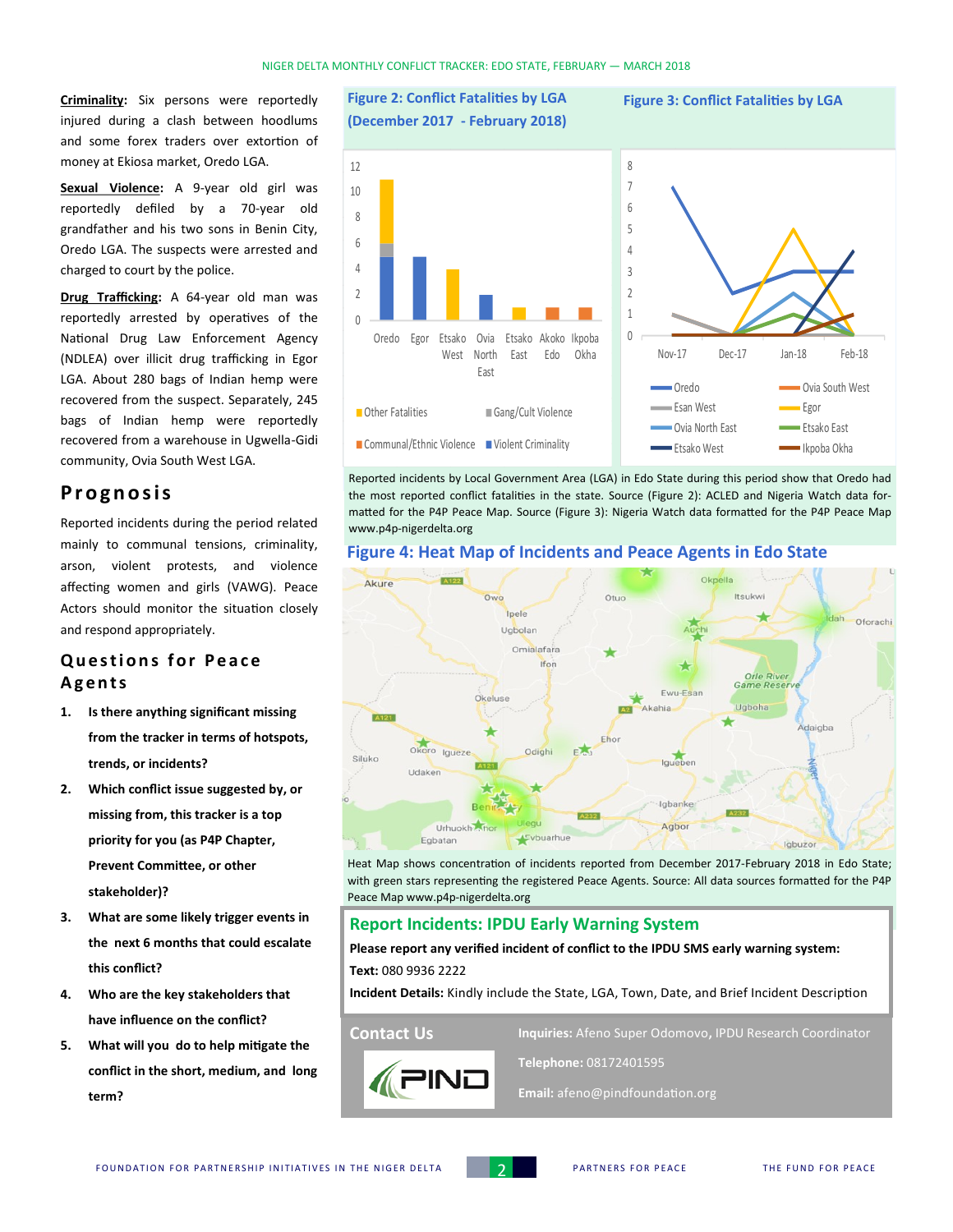**Criminality:** Six persons were reportedly injured during a clash between hoodlums and some forex traders over extortion of money at Ekiosa market, Oredo LGA.

**Sexual Violence:** A 9-year old girl was reportedly defiled by a 70-year old grandfather and his two sons in Benin City, Oredo LGA. The suspects were arrested and charged to court by the police.

**Drug Trafficking:** A 64-year old man was reportedly arrested by operatives of the National Drug Law Enforcement Agency (NDLEA) over illicit drug trafficking in Egor LGA. About 280 bags of Indian hemp were recovered from the suspect. Separately, 245 bags of Indian hemp were reportedly recovered from a warehouse in Ugwella-Gidi community, Ovia South West LGA.

## Prognosis

Reported incidents during the period related mainly to communal tensions, criminality, arson, violent protests, and violence affecting women and girls (VAWG). Peace Actors should monitor the situation closely and respond appropriately.

## Questions for Peace Agents

1. **Is there anything significant missing from the tracker in terms of hotspots, trends, or incidents?**
2. **Which conflict issue suggested by, or missing from, this tracker is a top priority for you (as P4P Chapter, Prevent Committee, or other stakeholder)?**
3. **What are some likely trigger events in the next 6 months that could escalate this conflict?**
4. **Who are the key stakeholders that have influence on the conflict?**
5. **What will you do to help mitigate the conflict in the short, medium, and long term?**

### Figure 2: Conflict Fatalities by LGA (December 2017 - February 2018)

12
10
8
6
4
2
0

Oredo, Egor, Etsako West, Ovia North East, Etsako East, Akoko Edo, Ikpoba Okha

Other Fatalities
Gang/Cult Violence
Communal/Ethnic Violence
Violent Criminality

### Figure 3: Conflict Fatalities by LGA

8
7
6
5
4
3
2
1
0

Nov-17, Dec-17, Jan-18, Feb-18

Oredo
Ovia South West
Esan West
Egor
Ovia North East
Etsako East
Etsako West
Ikpoba Okha

Reported incidents by Local Government Area (LGA) in Edo State during this period show that Oredo had the most reported conflict fatalities in the state. Source (Figure 2): ACLED and Nigeria Watch data formatted for the P4P Peace Map. Source (Figure 3): Nigeria Watch data formatted for the P4P Peace Map www.p4p-nigerdelta.org

### Figure 4: Heat Map of Incidents and Peace Agents in Edo State

Heat Map shows concentration of incidents reported from December 2017-February 2018 in Edo State; with green stars representing the registered Peace Agents. Source: All data sources formatted for the P4P Peace Map www.p4p-nigerdelta.org

## Report Incidents: IPDU Early Warning System

**Please report any verified incident of conflict to the IPDU SMS early warning system:**

**Text:** 080 9936 2222

**Incident Details:** Kindly include the State, LGA, Town, Date, and Brief Incident Description

## Contact Us

**Inquiries:** Afeno Super Odomovo, IPDU Research Coordinator

**Telephone:** 08172401595

**Email:** afeno@pindfoundation.org